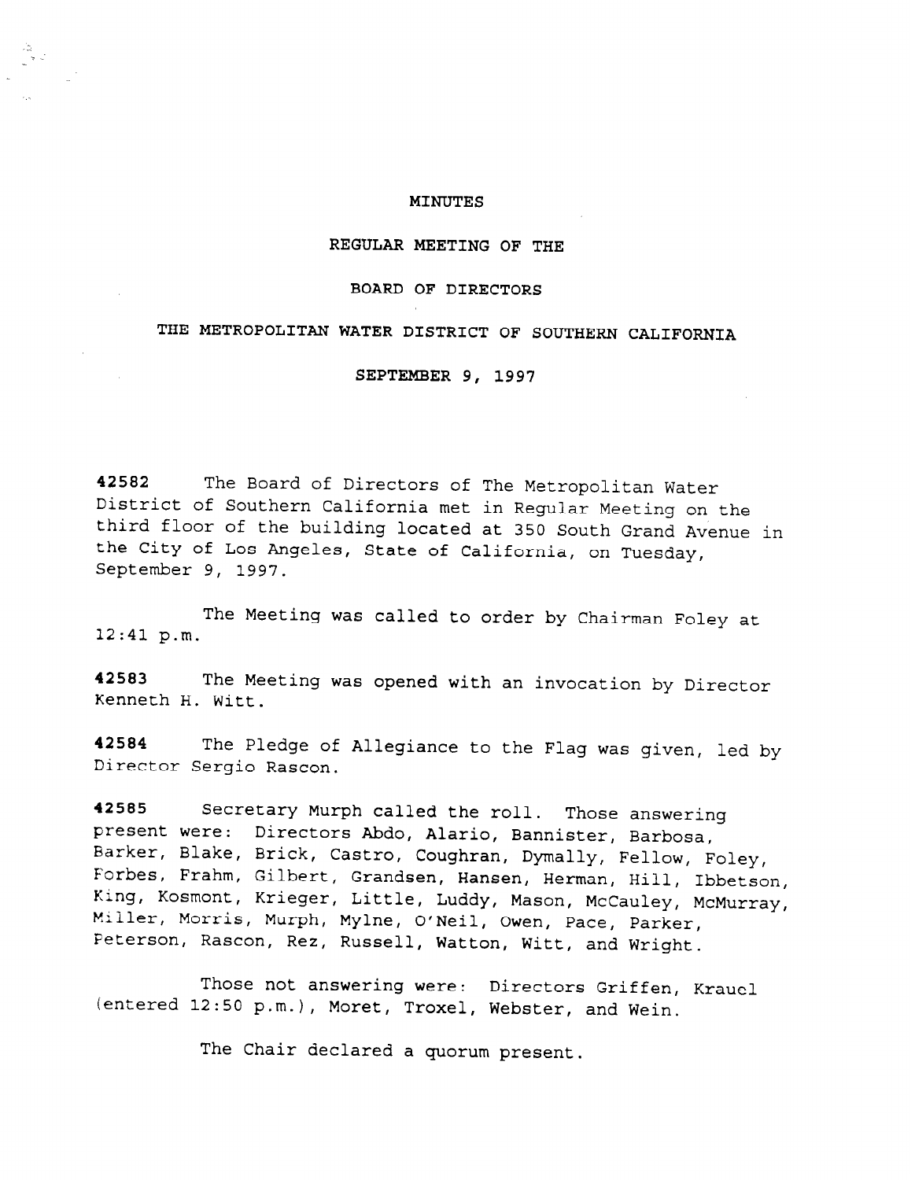# MINUTES

## REGULAR MEETING OF THE

## BOARD OF DIRECTORS

## THE METROPOLITAN WATER DISTRICT OF SOUTHERN CALIFORNIA

## SEPTEMBER 9, 1997

**42582** The Board of Directors of The Metropolitan Water District of Southern California met in Regular Meeting on the third floor of the building located at 350 South Grand Avenue in the City of Los Angeles, State of California, on Tuesday, September 9, 1997.

The Meeting was called to order by Chairman Foley at 12:41 p.m.

**42583** The Meeting was opened with an invocation by Director Kenneth H. Witt.

**42584** The Pledge of Allegiance to the Flag was given, led by Director Sergio Rascon.

**42585** Secretary Murph called the roll. Those answering present were: Directors Abdo, Alario, Bannister, Barbosa, Barker, Blake, Brick, Castro, Coughran, Dymally, Fellow, Foley, Forbes, Frahm, Gilbert, Grandsen, Hansen, Herman, Hill, Ibbetson, King, Kosmont, Krieger, Little, Luddy, Mason, McCauley, McMurray, Miller, Morris, Murph, Mylne, O'Neil, Owen, Pace, Parker, Peterson, Rascon, Rez, Russell, Watton, Witt, and Wright.

Those not answering were: Directors Griffen, Krauel (entered 12:50 p.m.), Moret, Troxel, Webster, and Wein.

The Chair declared a quorum present.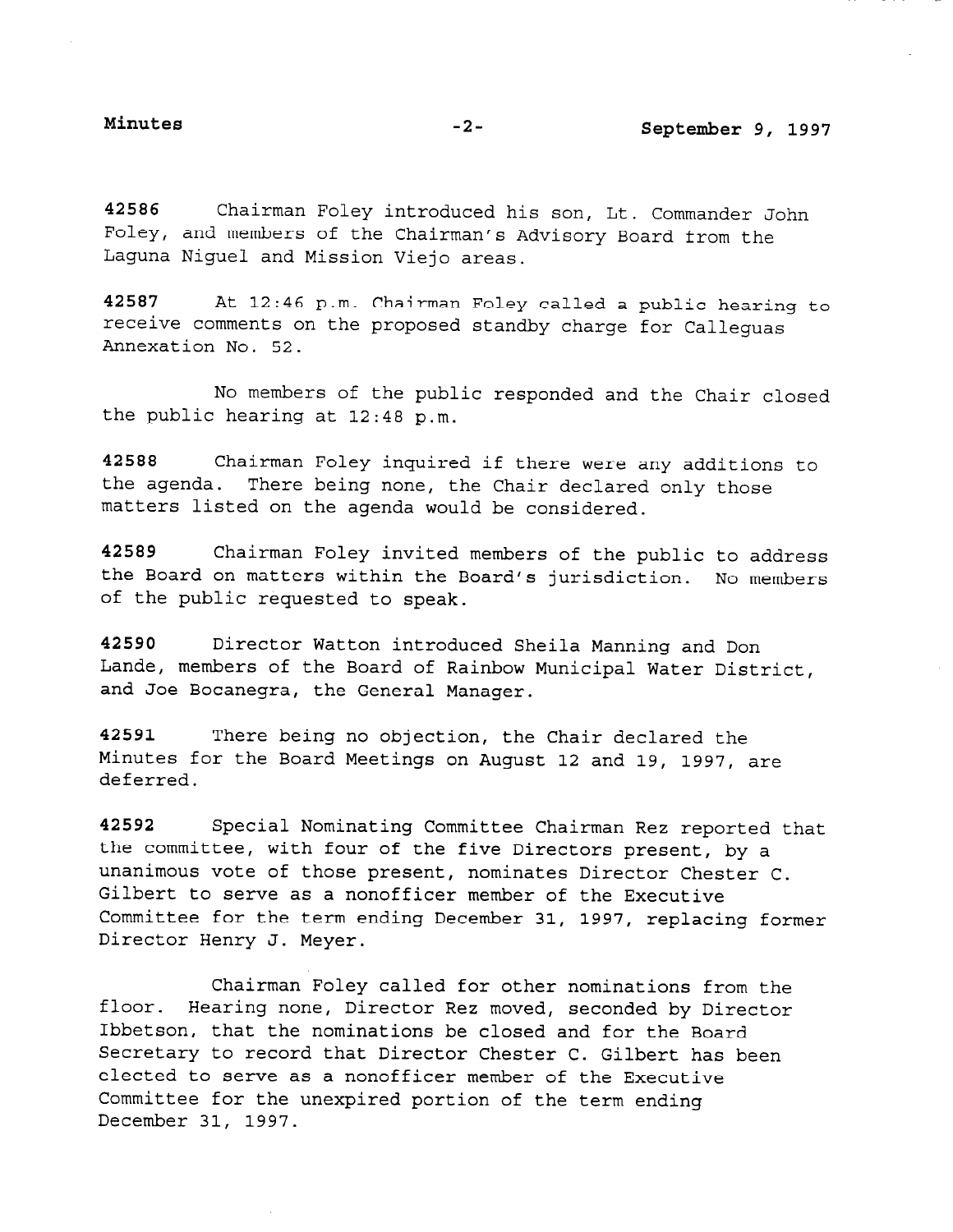**42586** Chairman Foley introduced his son, Lt. Commander John Foley, and members of the Chairman's Advisory Board from the Laguna Niguel and Mission Viejo areas.

**42587** At 12:46 p.m. Chairman Foley called a public hearing to receive comments on the proposed standby charge for Calleguas Annexation No. 52.

No members of the public responded and the Chair closed the public hearing at 12:48 p.m.

**42588** Chairman Foley inquired if there were any additions to the agenda. There being none, the Chair declared only those matters listed on the agenda would be considered.

**42589** Chairman Foley invited members of the public to address the Board on matters within the Board's jurisdiction. No members of the public requested to speak.

**42590** Director Watton introduced Sheila Manning and Don Lande, members of the Board of Rainbow Municipal Water District, and Joe Bocanegra, the General Manager.

**42591** There being no objection, the Chair declared the Minutes for the Board Meetings on August 12 and 19, 1997, are deferred.

**42592** Special Nominating Committee Chairman Rez reported that the committee, with four of the five Directors present, by a unanimous vote of those present, nominates Director Chester C. Gilbert to serve as a nonofficer member of the Executive Committee for the term ending December 31, 1997, replacing former Director Henry J. Meyer.

Chairman Foley called for other nominations from the floor. Hearing none, Director Rez moved, seconded by Director Ibbetson, that the nominations be closed and for the Board Secretary to record that Director Chester C. Gilbert has been elected to serve as a nonofficer member of the Executive Committee for the unexpired portion of the term ending December 31, 1997.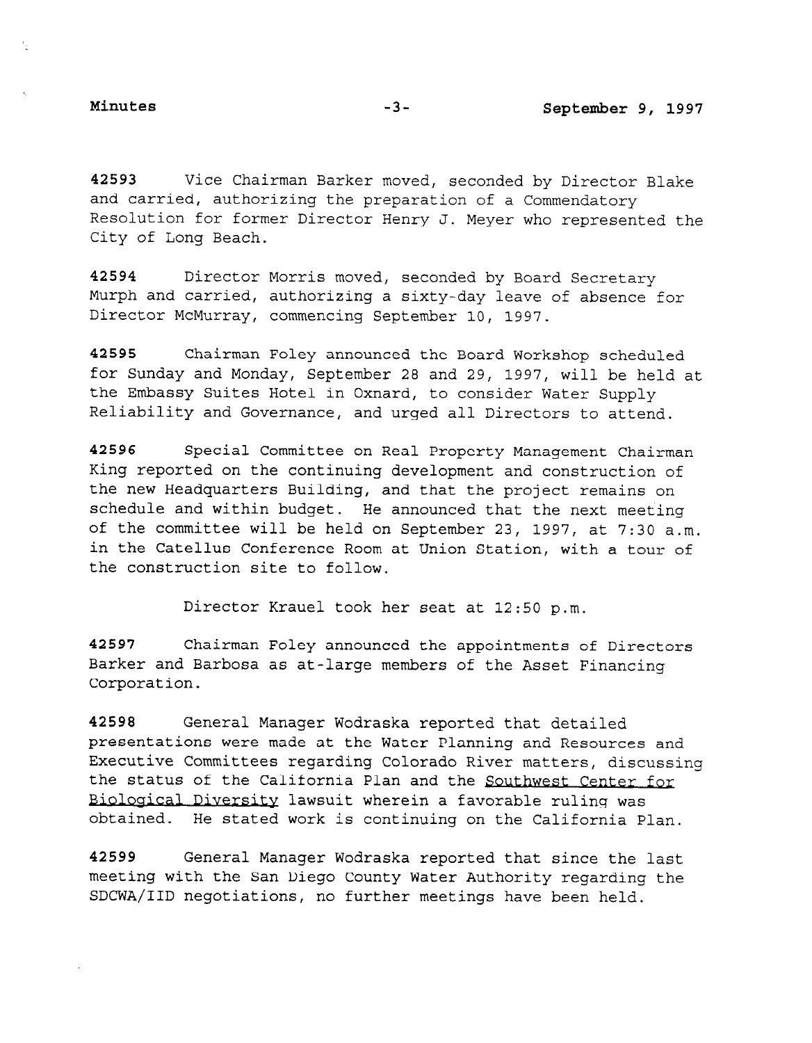**42593** Vice Chairman Barker moved, seconded by Director Blake and carried, authorizing the preparation of a Commendatory Resolution for former Director Henry J. Meyer who represented the City of Long Beach.

**42594** Director Morris moved, seconded by Board Secretary Murph and carried, authorizing a sixty-day leave of absence for Director McMurray, commencing September 10, 1997.

**42595** Chairman Foley announced the Board Workshop scheduled for Sunday and Monday, September 28 and 29, 1997, will be held at the Embassy Suites Hotel in Oxnard, to consider Water Supply Reliability and Governance, and urged all Directors to attend.

**42596** Special Committee on Real Property Management Chairman King reported on the continuing development and construction of the new Headquarters Building, and that the project remains on schedule and within budget. He announced that the next meeting of the committee will be held on September 23, 1997, at 7:30 a.m. in the Catellus Conference Room at Union Station, with a tour of the construction site to follow.

Director Krauel took her seat at 12:50 p.m.

**42597** Chairman Foley announced the appointments of Directors Barker and Barbosa as at-large members of the Asset Financing Corporation.

**42598** General Manager Wodraska reported that detailed presentations were made at the Water Planning and Resources and Executive Committees regarding Colorado River matters, discussing the status of the California Plan and the Southwest Center for Biological Diversity lawsuit wherein a favorable ruling was obtained. He stated work is continuing on the California Plan.

**42599** General Manager Wodraska reported that since the last meeting with the San Diego County Water Authority regarding the SDCWA/IID negotiations, no further meetings have been held.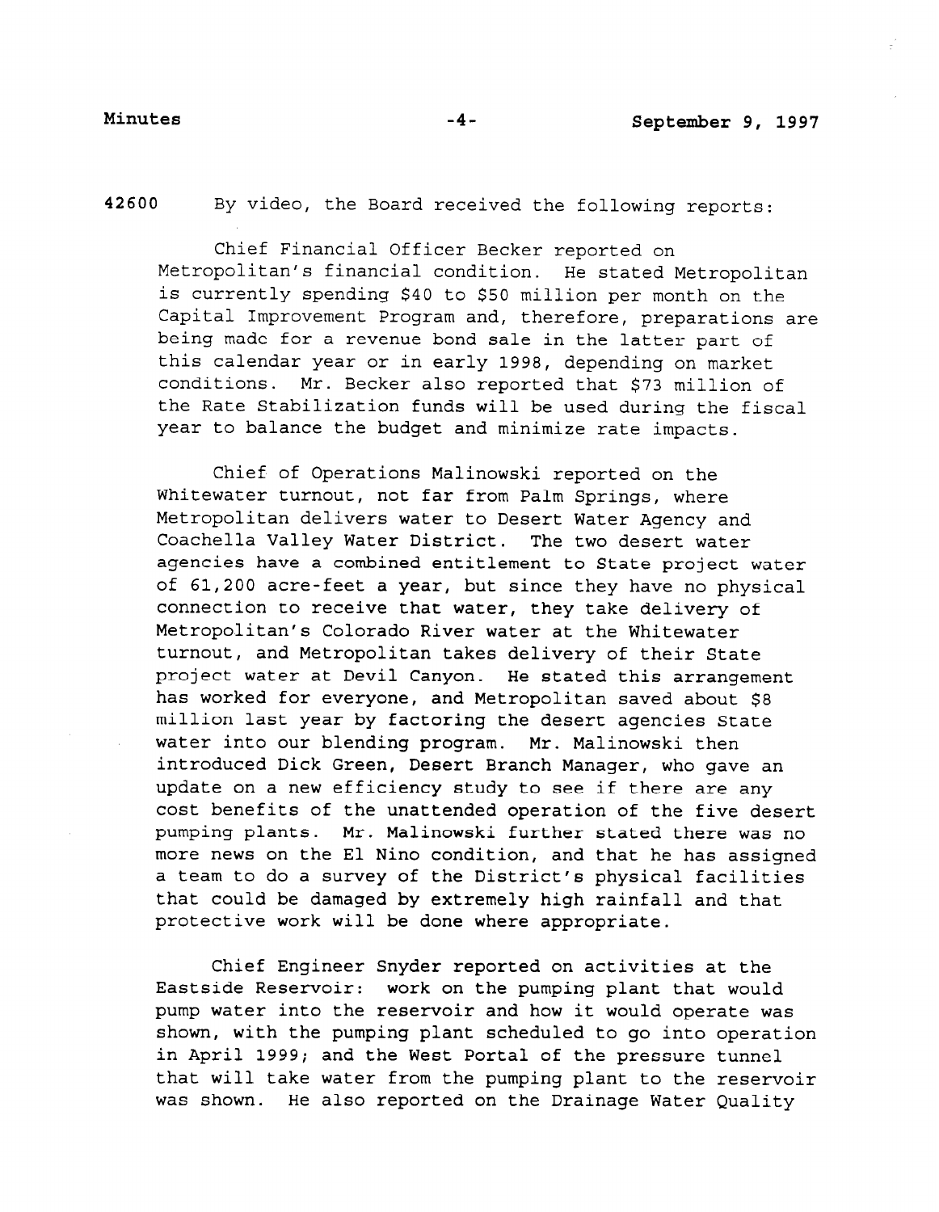42600 By video, the Board received the following reports:

Chief Financial Officer Becker reported on Metropolitan's financial condition. He stated Metropolitan is currently spending $40 to $50 million per month on the Capital Improvement Program and, therefore, preparations are being made for a revenue bond sale in the latter part of this calendar year or in early 1998, depending on market conditions. Mr. Becker also reported that $73 million of the Rate Stabilization funds will be used during the fiscal year to balance the budget and minimize rate impacts.

Chief of Operations Malinowski reported on the Whitewater turnout, not far from Palm Springs, where Metropolitan delivers water to Desert Water Agency and Coachella Valley Water District. The two desert water agencies have a combined entitlement to State project water of 61,200 acre-feet a year, but since they have no physical connection to receive that water, they take delivery of Metropolitan's Colorado River water at the Whitewater turnout, and Metropolitan takes delivery of their State project water at Devil Canyon. He stated this arrangement has worked for everyone, and Metropolitan saved about $8 million last year by factoring the desert agencies State water into our blending program. Mr. Malinowski then introduced Dick Green, Desert Branch Manager, who gave an update on a new efficiency study to see if there are any cost benefits of the unattended operation of the five desert pumping plants. Mr. Malinowski further stated there was no more news on the El Nino condition, and that he has assigned a team to do a survey of the District's physical facilities that could be damaged by extremely high rainfall and that protective work will be done where appropriate.

Chief Engineer Snyder reported on activities at the Eastside Reservoir: work on the pumping plant that would pump water into the reservoir and how it would operate was shown, with the pumping plant scheduled to go into operation in April 1999; and the West Portal of the pressure tunnel that will take water from the pumping plant to the reservoir was shown. He also reported on the Drainage Water Quality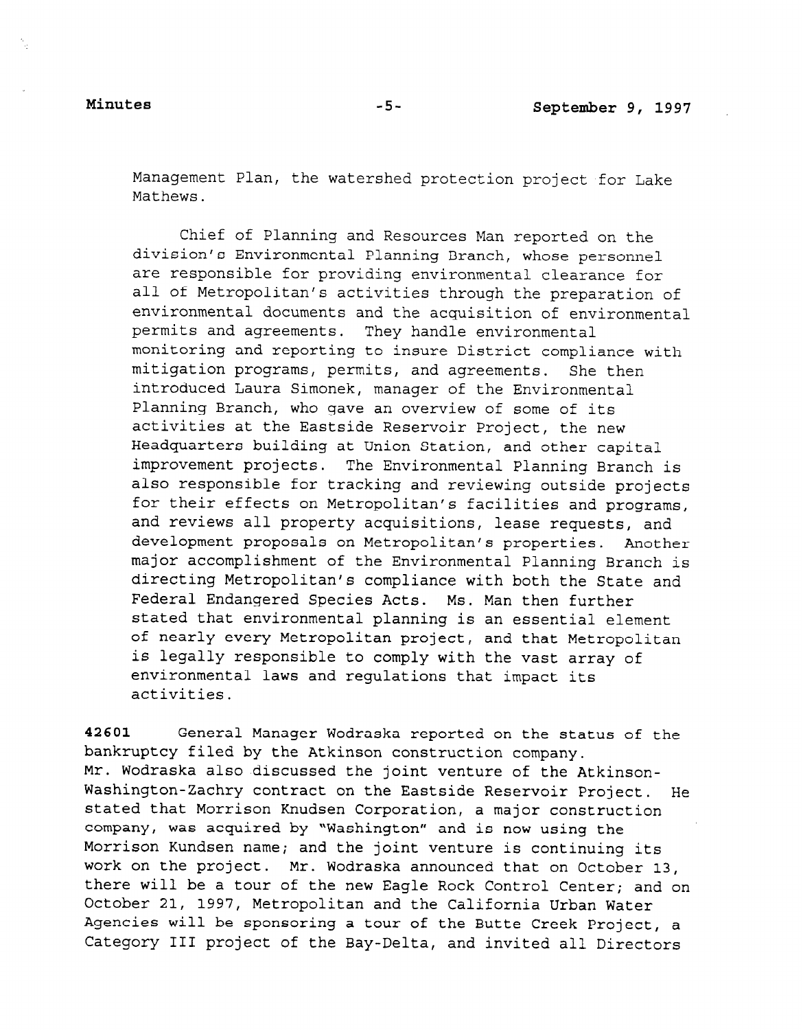Management Plan, the watershed protection project for Lake Mathews.

Chief of Planning and Resources Man reported on the division's Environmental Planning Branch, whose personnel are responsible for providing environmental clearance for all of Metropolitan's activities through the preparation of environmental documents and the acquisition of environmental permits and agreements. They handle environmental monitoring and reporting to insure District compliance with mitigation programs, permits, and agreements. She then introduced Laura Simonek, manager of the Environmental Planning Branch, who gave an overview of some of its activities at the Eastside Reservoir Project, the new Headquarters building at Union Station, and other capital improvement projects. The Environmental Planning Branch is also responsible for tracking and reviewing outside projects for their effects on Metropolitan's facilities and programs, and reviews all property acquisitions, lease requests, and development proposals on Metropolitan's properties. Another major accomplishment of the Environmental Planning Branch is directing Metropolitan's compliance with both the State and Federal Endangered Species Acts. Ms. Man then further stated that environmental planning is an essential element of nearly every Metropolitan project, and that Metropolitan is legally responsible to comply with the vast array of environmental laws and regulations that impact its activities.

**42601** General Manager Wodraska reported on the status of the bankruptcy filed by the Atkinson construction company. Mr. Wodraska also discussed the joint venture of the Atkinson-Washington-Zachry contract on the Eastside Reservoir Project. He stated that Morrison Knudsen Corporation, a major construction company, was acquired by "Washington" and is now using the Morrison Kundsen name; and the joint venture is continuing its work on the project. Mr. Wodraska announced that on October 13, there will be a tour of the new Eagle Rock Control Center; and on October 21, 1997, Metropolitan and the California Urban Water Agencies will be sponsoring a tour of the Butte Creek Project, a Category III project of the Bay-Delta, and invited all Directors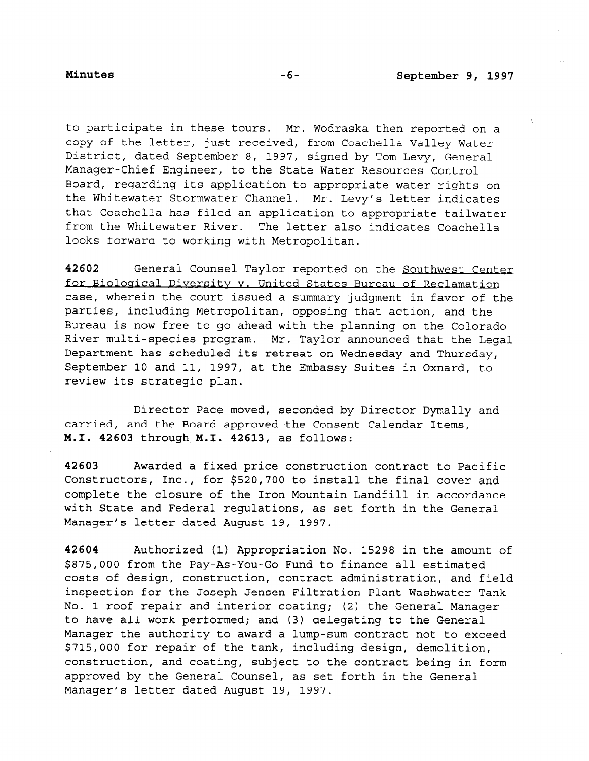to participate in these tours. Mr. Wodraska then reported on a copy of the letter, just received, from Coachella Valley Water District, dated September 8, 1997, signed by Tom Levy, General Manager-Chief Engineer, to the State Water Resources Control Board, regarding its application to appropriate water rights on the Whitewater Stormwater Channel. Mr. Levy's letter indicates that Coachella has filed an application to appropriate tailwater from the Whitewater River. The letter also indicates Coachella looks forward to working with Metropolitan.

**42602** General Counsel Taylor reported on the Southwest Center for Biological Diversity v. United States Bureau of Reclamation case, wherein the court issued a summary judgment in favor of the parties, including Metropolitan, opposing that action, and the Bureau is now free to go ahead with the planning on the Colorado River multi-species program. Mr. Taylor announced that the Legal Department has scheduled its retreat on Wednesday and Thursday, September 10 and 11, 1997, at the Embassy Suites in Oxnard, to review its strategic plan.

Director Pace moved, seconded by Director Dymally and carried, and the Board approved the Consent Calendar Items, **M.I. 42603** through **M.I. 42613**, as follows:

**42603** Awarded a fixed price construction contract to Pacific Constructors, Inc., for $520,700 to install the final cover and complete the closure of the Iron Mountain Landfill in accordance with State and Federal regulations, as set forth in the General Manager's letter dated August 19, 1997.

**42604** Authorized (1) Appropriation No. 15298 in the amount of $875,000 from the Pay-As-You-Go Fund to finance all estimated costs of design, construction, contract administration, and field inspection for the Joseph Jensen Filtration Plant Washwater Tank No. 1 roof repair and interior coating; (2) the General Manager to have all work performed; and (3) delegating to the General Manager the authority to award a lump-sum contract not to exceed $715,000 for repair of the tank, including design, demolition, construction, and coating, subject to the contract being in form approved by the General Counsel, as set forth in the General Manager's letter dated August 19, 1997.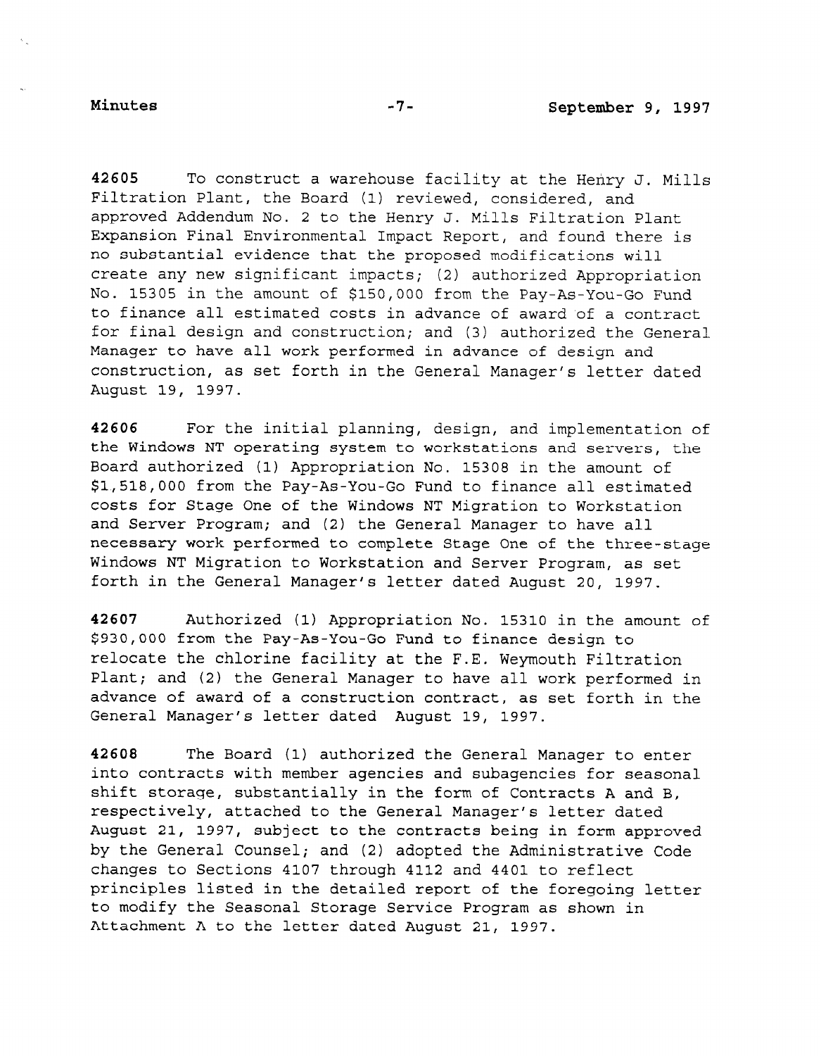**42605** To construct a warehouse facility at the Henry J. Mills Filtration Plant, the Board (1) reviewed, considered, and approved Addendum No. 2 to the Henry J. Mills Filtration Plant Expansion Final Environmental Impact Report, and found there is no substantial evidence that the proposed modifications will create any new significant impacts; (2) authorized Appropriation No. 15305 in the amount of $150,000 from the Pay-As-You-Go Fund to finance all estimated costs in advance of award of a contract for final design and construction; and (3) authorized the General Manager to have all work performed in advance of design and construction, as set forth in the General Manager's letter dated August 19, 1997.

**42606** For the initial planning, design, and implementation of the Windows NT operating system to workstations and servers, the Board authorized (1) Appropriation No. 15308 in the amount of $1,518,000 from the Pay-As-You-Go Fund to finance all estimated costs for Stage One of the Windows NT Migration to Workstation and Server Program; and (2) the General Manager to have all necessary work performed to complete Stage One of the three-stage Windows NT Migration to Workstation and Server Program, as set forth in the General Manager's letter dated August 20, 1997.

**42607** Authorized (1) Appropriation No. 15310 in the amount of $930,000 from the Pay-As-You-Go Fund to finance design to relocate the chlorine facility at the F.E. Weymouth Filtration Plant; and (2) the General Manager to have all work performed in advance of award of a construction contract, as set forth in the General Manager's letter dated August 19, 1997.

**42608** The Board (1) authorized the General Manager to enter into contracts with member agencies and subagencies for seasonal shift storage, substantially in the form of Contracts A and B, respectively, attached to the General Manager's letter dated August 21, 1997, subject to the contracts being in form approved by the General Counsel; and (2) adopted the Administrative Code changes to Sections 4107 through 4112 and 4401 to reflect principles listed in the detailed report of the foregoing letter to modify the Seasonal Storage Service Program as shown in Attachment A to the letter dated August 21, 1997.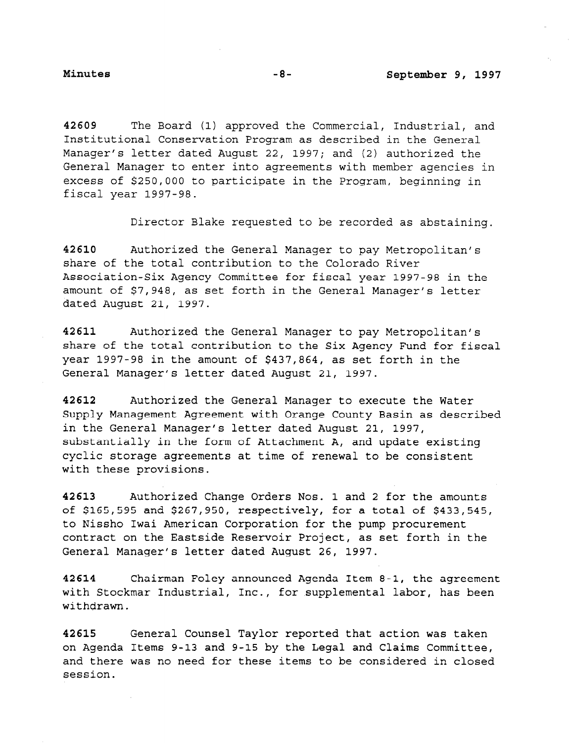**42609** The Board (1) approved the Commercial, Industrial, and Institutional Conservation Program as described in the General Manager's letter dated August 22, 1997; and (2) authorized the General Manager to enter into agreements with member agencies in excess of $250,000 to participate in the Program, beginning in fiscal year 1997-98.

Director Blake requested to be recorded as abstaining.

**42610** Authorized the General Manager to pay Metropolitan's share of the total contribution to the Colorado River Association-Six Agency Committee for fiscal year 1997-98 in the amount of $7,948, as set forth in the General Manager's letter dated August 21, 1997.

**42611** Authorized the General Manager to pay Metropolitan's share of the total contribution to the Six Agency Fund for fiscal year 1997-98 in the amount of $437,864, as set forth in the General Manager's letter dated August 21, 1997.

**42612** Authorized the General Manager to execute the Water Supply Management Agreement with Orange County Basin as described in the General Manager's letter dated August 21, 1997, substantially in the form of Attachment A, and update existing cyclic storage agreements at time of renewal to be consistent with these provisions.

**42613** Authorized Change Orders Nos. 1 and 2 for the amounts of $165,595 and $267,950, respectively, for a total of $433,545, to Nissho Iwai American Corporation for the pump procurement contract on the Eastside Reservoir Project, as set forth in the General Manager's letter dated August 26, 1997.

**42614** Chairman Foley announced Agenda Item 8-1, the agreement with Stockmar Industrial, Inc., for supplemental labor, has been withdrawn.

**42615** General Counsel Taylor reported that action was taken on Agenda Items 9-13 and 9-15 by the Legal and Claims Committee, and there was no need for these items to be considered in closed session.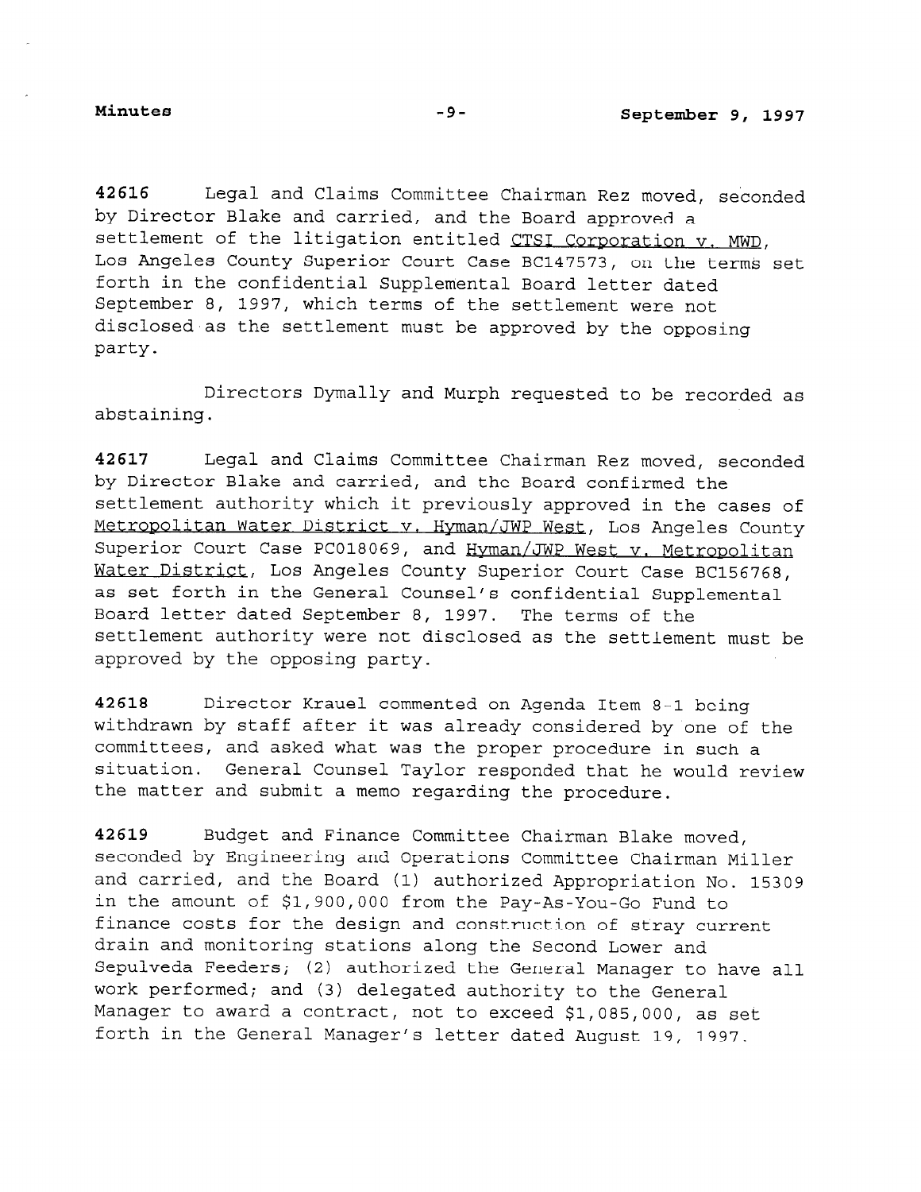**42616** Legal and Claims Committee Chairman Rez moved, seconded by Director Blake and carried, and the Board approved a settlement of the litigation entitled CTSI Corporation v. MWD, Los Angeles County Superior Court Case BC147573, on the terms set forth in the confidential Supplemental Board letter dated September 8, 1997, which terms of the settlement were not disclosed as the settlement must be approved by the opposing party.

Directors Dymally and Murph requested to be recorded as abstaining.

**42617** Legal and Claims Committee Chairman Rez moved, seconded by Director Blake and carried, and the Board confirmed the settlement authority which it previously approved in the cases of Metropolitan Water District v. Hyman/JWP West, Los Angeles County Superior Court Case PC018069, and Hyman/JWP West v. Metropolitan Water District, Los Angeles County Superior Court Case BC156768, as set forth in the General Counsel's confidential Supplemental Board letter dated September 8, 1997. The terms of the settlement authority were not disclosed as the settlement must be approved by the opposing party.

**42618** Director Krauel commented on Agenda Item 8-1 being withdrawn by staff after it was already considered by one of the committees, and asked what was the proper procedure in such a situation. General Counsel Taylor responded that he would review the matter and submit a memo regarding the procedure.

**42619** Budget and Finance Committee Chairman Blake moved, seconded by Engineering and Operations Committee Chairman Miller and carried, and the Board (1) authorized Appropriation No. 15309 in the amount of $1,900,000 from the Pay-As-You-Go Fund to finance costs for the design and construction of stray current drain and monitoring stations along the Second Lower and Sepulveda Feeders; (2) authorized the General Manager to have all work performed; and (3) delegated authority to the General Manager to award a contract, not to exceed $1,085,000, as set forth in the General Manager's letter dated August 19, 1997.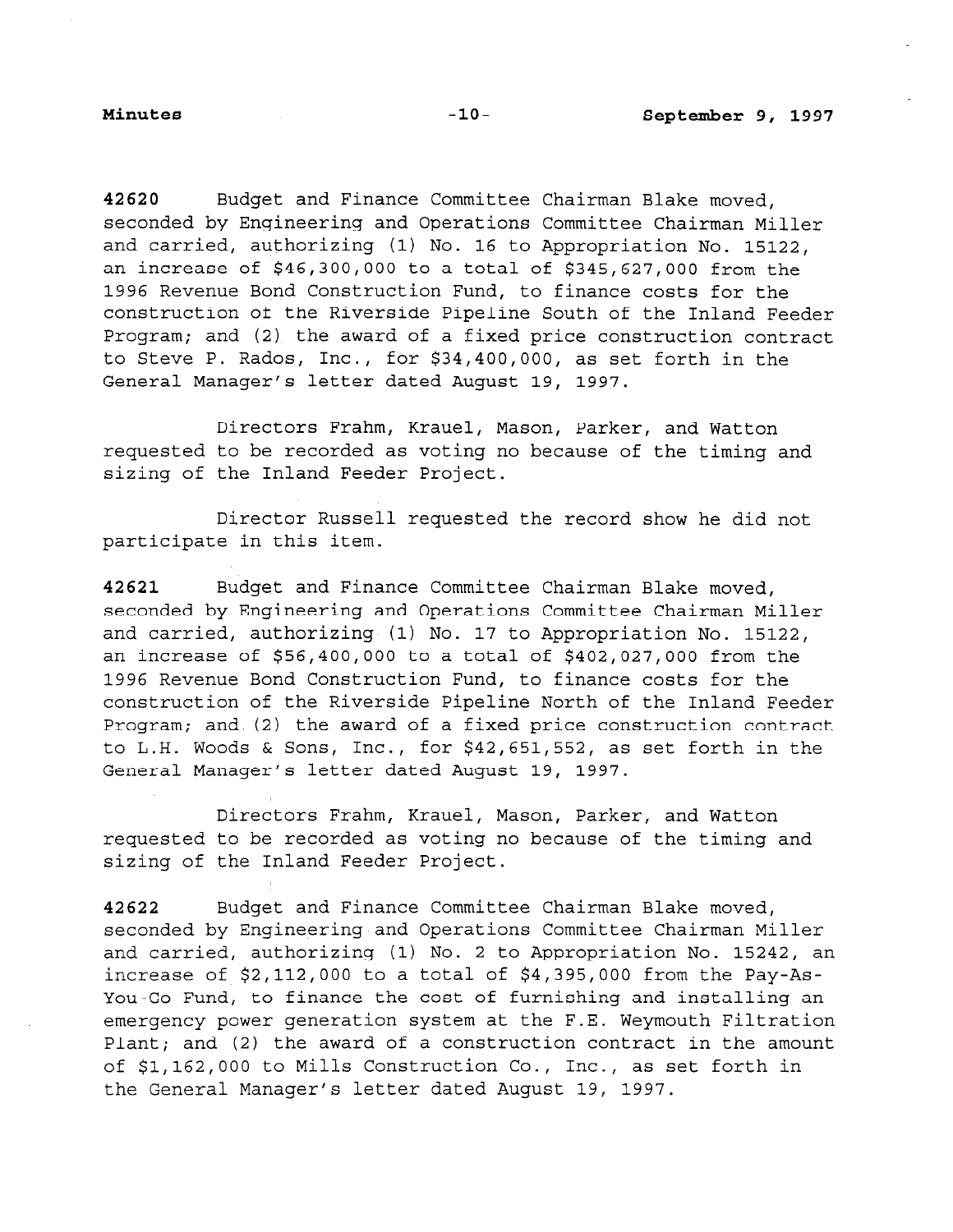**42620** Budget and Finance Committee Chairman Blake moved, seconded by Engineering and Operations Committee Chairman Miller and carried, authorizing (1) No. 16 to Appropriation No. 15122, an increase of $46,300,000 to a total of $345,627,000 from the 1996 Revenue Bond Construction Fund, to finance costs for the construction of the Riverside Pipeline South of the Inland Feeder Program; and (2) the award of a fixed price construction contract to Steve P. Rados, Inc., for $34,400,000, as set forth in the General Manager's letter dated August 19, 1997.

Directors Frahm, Krauel, Mason, Parker, and Watton requested to be recorded as voting no because of the timing and sizing of the Inland Feeder Project.

Director Russell requested the record show he did not participate in this item.

**42621** Budget and Finance Committee Chairman Blake moved, seconded by Engineering and Operations Committee Chairman Miller and carried, authorizing (1) No. 17 to Appropriation No. 15122, an increase of $56,400,000 to a total of $402,027,000 from the 1996 Revenue Bond Construction Fund, to finance costs for the construction of the Riverside Pipeline North of the Inland Feeder Program; and (2) the award of a fixed price construction contract to L.H. Woods & Sons, Inc., for $42,651,552, as set forth in the General Manager's letter dated August 19, 1997.

Directors Frahm, Krauel, Mason, Parker, and Watton requested to be recorded as voting no because of the timing and sizing of the Inland Feeder Project.

**42622** Budget and Finance Committee Chairman Blake moved, seconded by Engineering and Operations Committee Chairman Miller and carried, authorizing (1) No. 2 to Appropriation No. 15242, an increase of $2,112,000 to a total of $4,395,000 from the Pay-As-You-Go Fund, to finance the cost of furnishing and installing an emergency power generation system at the F.E. Weymouth Filtration Plant; and (2) the award of a construction contract in the amount of $1,162,000 to Mills Construction Co., Inc., as set forth in the General Manager's letter dated August 19, 1997.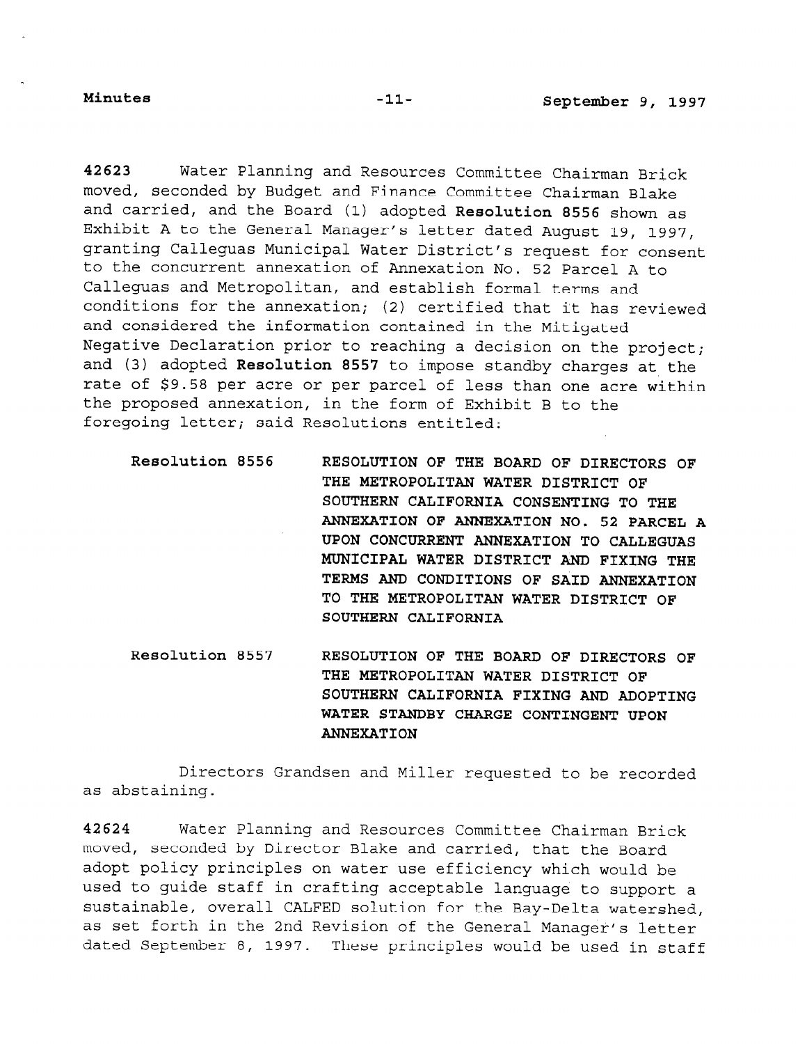**42623** Water Planning and Resources Committee Chairman Brick moved, seconded by Budget and Finance Committee Chairman Blake and carried, and the Board (1) adopted **Resolution 8556** shown as Exhibit A to the General Manager's letter dated August 19, 1997, granting Calleguas Municipal Water District's request for consent to the concurrent annexation of Annexation No. 52 Parcel A to Calleguas and Metropolitan, and establish formal terms and conditions for the annexation; (2) certified that it has reviewed and considered the information contained in the Mitigated Negative Declaration prior to reaching a decision on the project; and (3) adopted **Resolution 8557** to impose standby charges at the rate of $9.58 per acre or per parcel of less than one acre within the proposed annexation, in the form of Exhibit B to the foregoing letter; said Resolutions entitled:

**Resolution 8556** **RESOLUTION OF THE BOARD OF DIRECTORS OF THE METROPOLITAN WATER DISTRICT OF SOUTHERN CALIFORNIA CONSENTING TO THE ANNEXATION OF ANNEXATION NO. 52 PARCEL A UPON CONCURRENT ANNEXATION TO CALLEGUAS MUNICIPAL WATER DISTRICT AND FIXING THE TERMS AND CONDITIONS OF SAID ANNEXATION TO THE METROPOLITAN WATER DISTRICT OF SOUTHERN CALIFORNIA**

**Resolution 8557** **RESOLUTION OF THE BOARD OF DIRECTORS OF THE METROPOLITAN WATER DISTRICT OF SOUTHERN CALIFORNIA FIXING AND ADOPTING WATER STANDBY CHARGE CONTINGENT UPON ANNEXATION**

Directors Grandsen and Miller requested to be recorded as abstaining.

**42624** Water Planning and Resources Committee Chairman Brick moved, seconded by Director Blake and carried, that the Board adopt policy principles on water use efficiency which would be used to guide staff in crafting acceptable language to support a sustainable, overall CALFED solution for the Bay-Delta watershed, as set forth in the 2nd Revision of the General Manager's letter dated September 8, 1997. These principles would be used in staff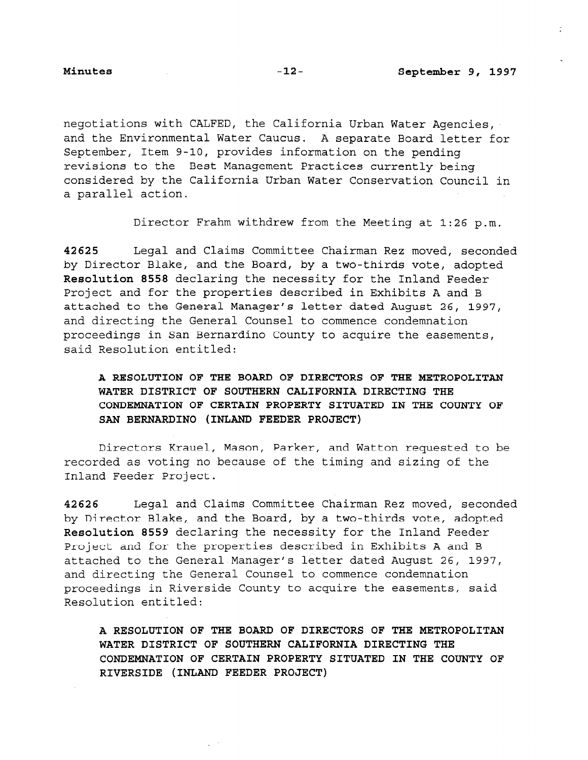negotiations with CALFED, the California Urban Water Agencies, and the Environmental Water Caucus. A separate Board letter for September, Item 9-10, provides information on the pending revisions to the Best Management Practices currently being considered by the California Urban Water Conservation Council in a parallel action.

Director Frahm withdrew from the Meeting at 1:26 p.m.

**42625** Legal and Claims Committee Chairman Rez moved, seconded by Director Blake, and the Board, by a two-thirds vote, adopted **Resolution 8558** declaring the necessity for the Inland Feeder Project and for the properties described in Exhibits A and B attached to the General Manager's letter dated August 26, 1997, and directing the General Counsel to commence condemnation proceedings in San Bernardino County to acquire the easements, said Resolution entitled:

**A RESOLUTION OF THE BOARD OF DIRECTORS OF THE METROPOLITAN WATER DISTRICT OF SOUTHERN CALIFORNIA DIRECTING THE CONDEMNATION OF CERTAIN PROPERTY SITUATED IN THE COUNTY OF SAN BERNARDINO (INLAND FEEDER PROJECT)**

Directors Krauel, Mason, Parker, and Watton requested to be recorded as voting no because of the timing and sizing of the Inland Feeder Project.

**42626** Legal and Claims Committee Chairman Rez moved, seconded by Director Blake, and the Board, by a two-thirds vote, adopted **Resolution 8559** declaring the necessity for the Inland Feeder Project and for the properties described in Exhibits A and B attached to the General Manager's letter dated August 26, 1997, and directing the General Counsel to commence condemnation proceedings in Riverside County to acquire the easements, said Resolution entitled:

**A RESOLUTION OF THE BOARD OF DIRECTORS OF THE METROPOLITAN WATER DISTRICT OF SOUTHERN CALIFORNIA DIRECTING THE CONDEMNATION OF CERTAIN PROPERTY SITUATED IN THE COUNTY OF RIVERSIDE (INLAND FEEDER PROJECT)**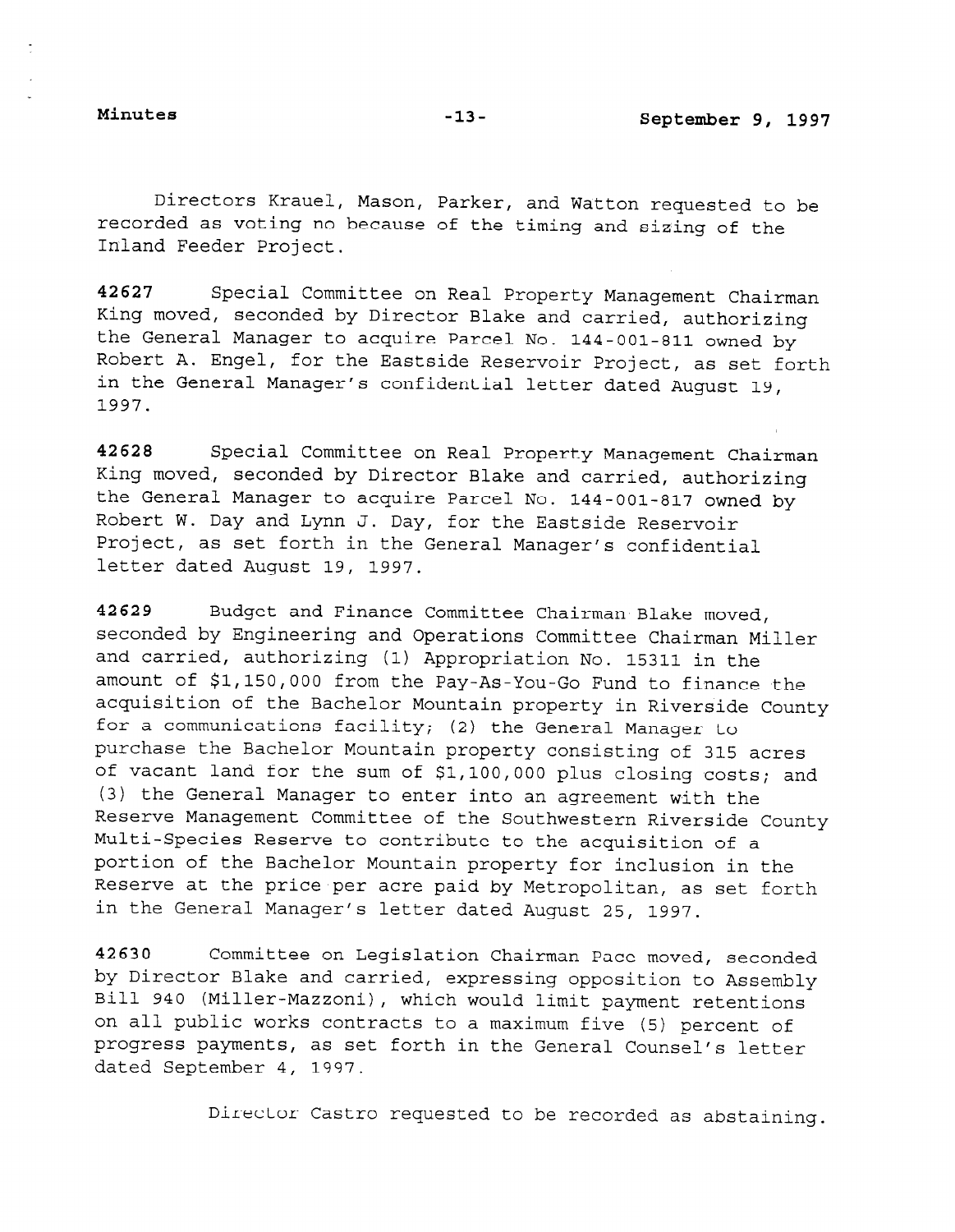Directors Krauel, Mason, Parker, and Watton requested to be recorded as voting no because of the timing and sizing of the Inland Feeder Project.

**42627** Special Committee on Real Property Management Chairman King moved, seconded by Director Blake and carried, authorizing the General Manager to acquire Parcel No. 144-001-811 owned by Robert A. Engel, for the Eastside Reservoir Project, as set forth in the General Manager's confidential letter dated August 19, 1997.

**42628** Special Committee on Real Property Management Chairman King moved, seconded by Director Blake and carried, authorizing the General Manager to acquire Parcel No. 144-001-817 owned by Robert W. Day and Lynn J. Day, for the Eastside Reservoir Project, as set forth in the General Manager's confidential letter dated August 19, 1997.

**42629** Budget and Finance Committee Chairman Blake moved, seconded by Engineering and Operations Committee Chairman Miller and carried, authorizing (1) Appropriation No. 15311 in the amount of $1,150,000 from the Pay-As-You-Go Fund to finance the acquisition of the Bachelor Mountain property in Riverside County for a communications facility; (2) the General Manager to purchase the Bachelor Mountain property consisting of 315 acres of vacant land for the sum of $1,100,000 plus closing costs; and (3) the General Manager to enter into an agreement with the Reserve Management Committee of the Southwestern Riverside County Multi-Species Reserve to contribute to the acquisition of a portion of the Bachelor Mountain property for inclusion in the Reserve at the price per acre paid by Metropolitan, as set forth in the General Manager's letter dated August 25, 1997.

**42630** Committee on Legislation Chairman Pace moved, seconded by Director Blake and carried, expressing opposition to Assembly Bill 940 (Miller-Mazzoni), which would limit payment retentions on all public works contracts to a maximum five (5) percent of progress payments, as set forth in the General Counsel's letter dated September 4, 1997.

Director Castro requested to be recorded as abstaining.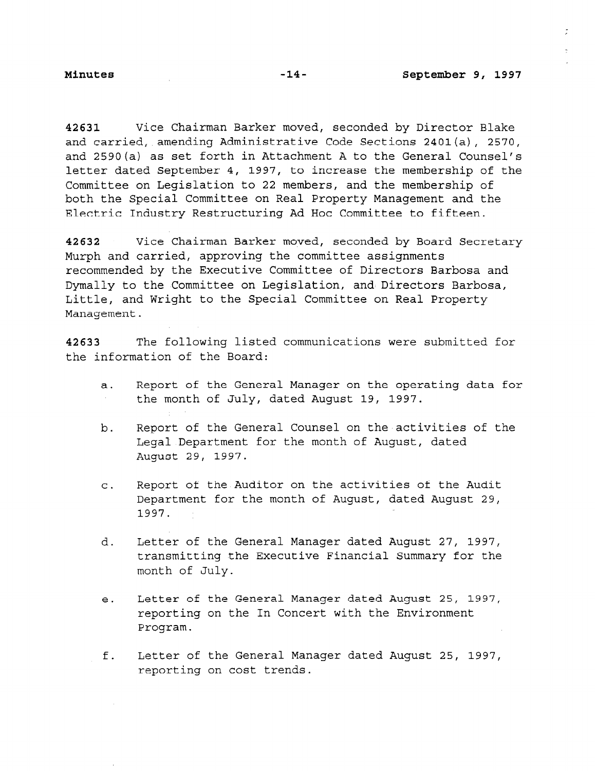**42631** Vice Chairman Barker moved, seconded by Director Blake and carried, amending Administrative Code Sections 2401(a), 2570, and 2590(a) as set forth in Attachment A to the General Counsel's letter dated September 4, 1997, to increase the membership of the Committee on Legislation to 22 members, and the membership of both the Special Committee on Real Property Management and the Electric Industry Restructuring Ad Hoc Committee to fifteen.

**42632** Vice Chairman Barker moved, seconded by Board Secretary Murph and carried, approving the committee assignments recommended by the Executive Committee of Directors Barbosa and Dymally to the Committee on Legislation, and Directors Barbosa, Little, and Wright to the Special Committee on Real Property Management.

**42633** The following listed communications were submitted for the information of the Board:

a. Report of the General Manager on the operating data for the month of July, dated August 19, 1997.

b. Report of the General Counsel on the activities of the Legal Department for the month of August, dated August 29, 1997.

c. Report of the Auditor on the activities of the Audit Department for the month of August, dated August 29, 1997.

d. Letter of the General Manager dated August 27, 1997, transmitting the Executive Financial Summary for the month of July.

e. Letter of the General Manager dated August 25, 1997, reporting on the In Concert with the Environment Program.

f. Letter of the General Manager dated August 25, 1997, reporting on cost trends.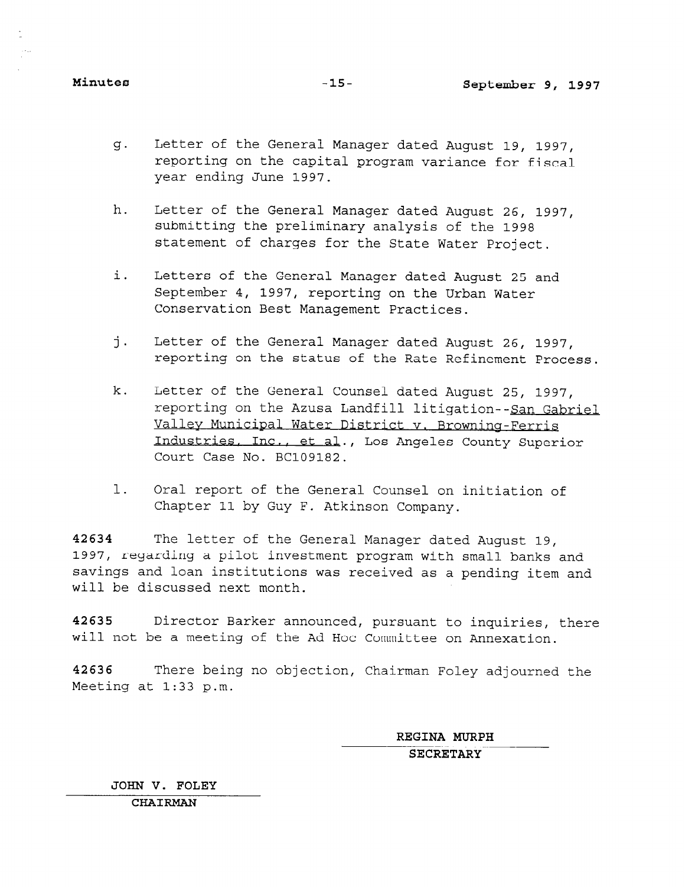g. Letter of the General Manager dated August 19, 1997, reporting on the capital program variance for fiscal year ending June 1997.

h. Letter of the General Manager dated August 26, 1997, submitting the preliminary analysis of the 1998 statement of charges for the State Water Project.

i. Letters of the General Manager dated August 25 and September 4, 1997, reporting on the Urban Water Conservation Best Management Practices.

j. Letter of the General Manager dated August 26, 1997, reporting on the status of the Rate Refinement Process.

k. Letter of the General Counsel dated August 25, 1997, reporting on the Azusa Landfill litigation--San Gabriel Valley Municipal Water District v. Browning-Ferris Industries, Inc., et al., Los Angeles County Superior Court Case No. BC109182.

l. Oral report of the General Counsel on initiation of Chapter 11 by Guy F. Atkinson Company.

**42634** The letter of the General Manager dated August 19, 1997, regarding a pilot investment program with small banks and savings and loan institutions was received as a pending item and will be discussed next month.

**42635** Director Barker announced, pursuant to inquiries, there will not be a meeting of the Ad Hoc Committee on Annexation.

**42636** There being no objection, Chairman Foley adjourned the Meeting at 1:33 p.m.

REGINA MURPH
SECRETARY

JOHN V. FOLEY
CHAIRMAN